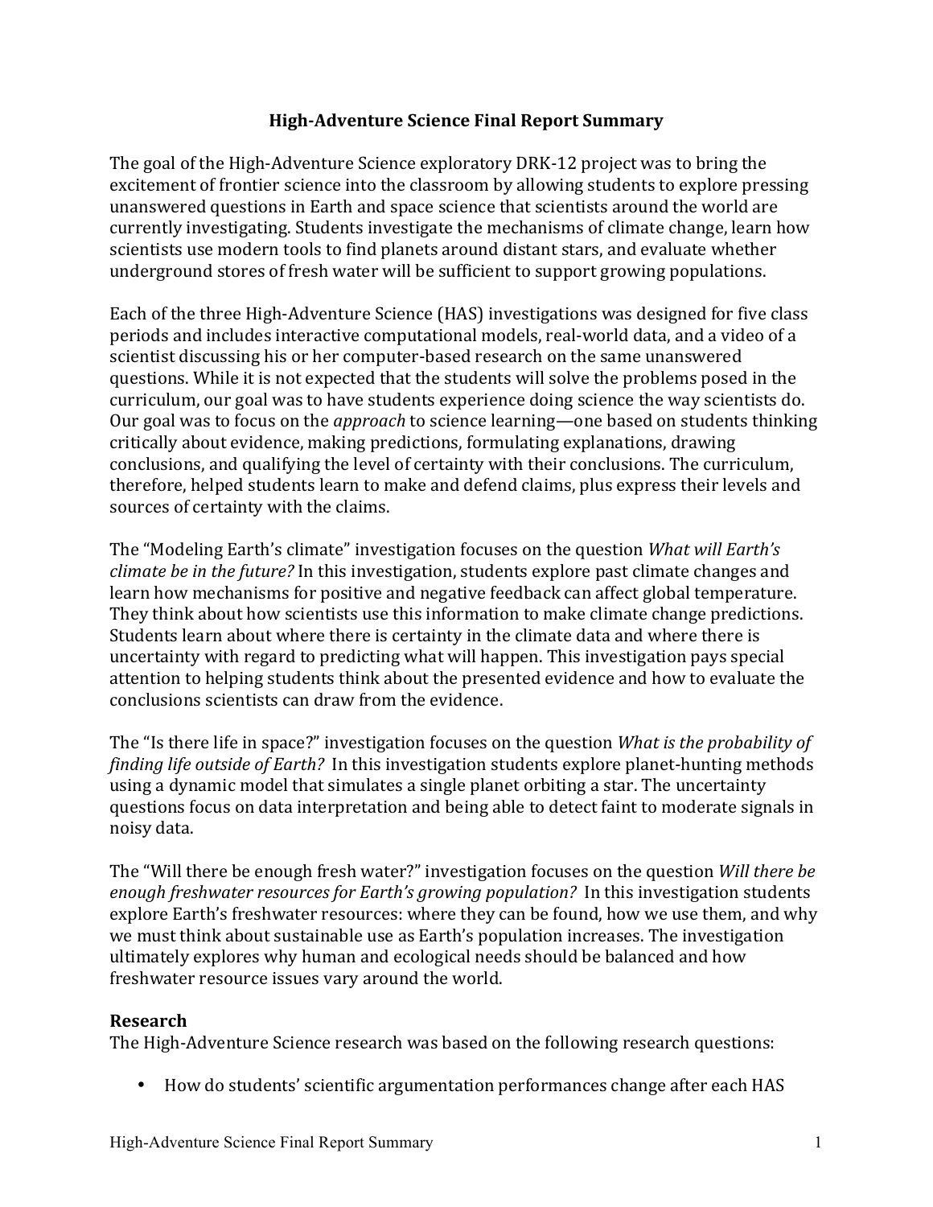# High-Adventure Science Final Report Summary

The goal of the High-Adventure Science exploratory DRK-12 project was to bring the excitement of frontier science into the classroom by allowing students to explore pressing unanswered questions in Earth and space science that scientists around the world are currently investigating. Students investigate the mechanisms of climate change, learn how scientists use modern tools to find planets around distant stars, and evaluate whether underground stores of fresh water will be sufficient to support growing populations.

Each of the three High-Adventure Science (HAS) investigations was designed for five class periods and includes interactive computational models, real-world data, and a video of a scientist discussing his or her computer-based research on the same unanswered questions. While it is not expected that the students will solve the problems posed in the curriculum, our goal was to have students experience doing science the way scientists do. Our goal was to focus on the *approach* to science learning—one based on students thinking critically about evidence, making predictions, formulating explanations, drawing conclusions, and qualifying the level of certainty with their conclusions. The curriculum, therefore, helped students learn to make and defend claims, plus express their levels and sources of certainty with the claims.

The "Modeling Earth's climate" investigation focuses on the question *What will Earth's climate be in the future?* In this investigation, students explore past climate changes and learn how mechanisms for positive and negative feedback can affect global temperature. They think about how scientists use this information to make climate change predictions. Students learn about where there is certainty in the climate data and where there is uncertainty with regard to predicting what will happen. This investigation pays special attention to helping students think about the presented evidence and how to evaluate the conclusions scientists can draw from the evidence.

The "Is there life in space?" investigation focuses on the question *What is the probability of finding life outside of Earth?* In this investigation students explore planet-hunting methods using a dynamic model that simulates a single planet orbiting a star. The uncertainty questions focus on data interpretation and being able to detect faint to moderate signals in noisy data.

The "Will there be enough fresh water?" investigation focuses on the question *Will there be enough freshwater resources for Earth's growing population?* In this investigation students explore Earth's freshwater resources: where they can be found, how we use them, and why we must think about sustainable use as Earth's population increases. The investigation ultimately explores why human and ecological needs should be balanced and how freshwater resource issues vary around the world.

## Research

The High-Adventure Science research was based on the following research questions:

- How do students' scientific argumentation performances change after each HAS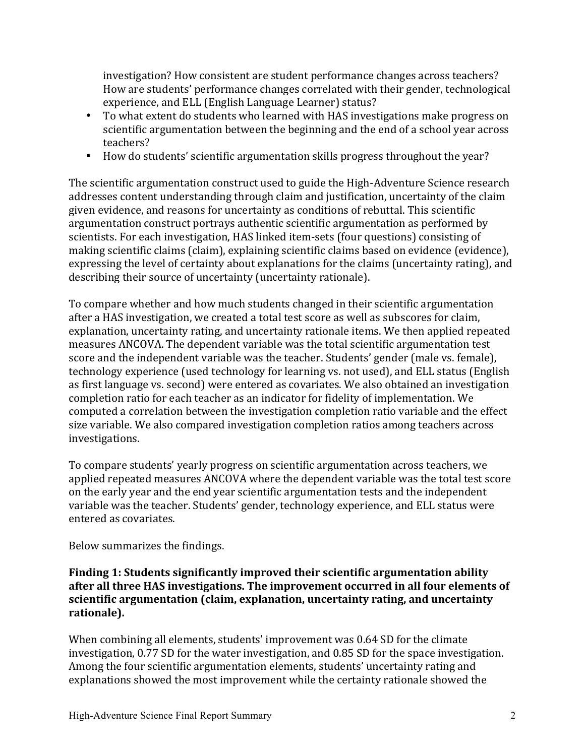investigation? How consistent are student performance changes across teachers? How are students' performance changes correlated with their gender, technological experience, and ELL (English Language Learner) status?

- To what extent do students who learned with HAS investigations make progress on scientific argumentation between the beginning and the end of a school year across teachers?
- How do students' scientific argumentation skills progress throughout the year?

The scientific argumentation construct used to guide the High-Adventure Science research addresses content understanding through claim and justification, uncertainty of the claim given evidence, and reasons for uncertainty as conditions of rebuttal. This scientific argumentation construct portrays authentic scientific argumentation as performed by scientists. For each investigation, HAS linked item-sets (four questions) consisting of making scientific claims (claim), explaining scientific claims based on evidence (evidence), expressing the level of certainty about explanations for the claims (uncertainty rating), and describing their source of uncertainty (uncertainty rationale).

To compare whether and how much students changed in their scientific argumentation after a HAS investigation, we created a total test score as well as subscores for claim, explanation, uncertainty rating, and uncertainty rationale items. We then applied repeated measures ANCOVA. The dependent variable was the total scientific argumentation test score and the independent variable was the teacher. Students' gender (male vs. female), technology experience (used technology for learning vs. not used), and ELL status (English as first language vs. second) were entered as covariates. We also obtained an investigation completion ratio for each teacher as an indicator for fidelity of implementation. We computed a correlation between the investigation completion ratio variable and the effect size variable. We also compared investigation completion ratios among teachers across investigations.

To compare students' yearly progress on scientific argumentation across teachers, we applied repeated measures ANCOVA where the dependent variable was the total test score on the early year and the end year scientific argumentation tests and the independent variable was the teacher. Students' gender, technology experience, and ELL status were entered as covariates.

Below summarizes the findings.

**Finding 1: Students significantly improved their scientific argumentation ability after all three HAS investigations. The improvement occurred in all four elements of scientific argumentation (claim, explanation, uncertainty rating, and uncertainty rationale).**

When combining all elements, students' improvement was 0.64 SD for the climate investigation, 0.77 SD for the water investigation, and 0.85 SD for the space investigation. Among the four scientific argumentation elements, students' uncertainty rating and explanations showed the most improvement while the certainty rationale showed the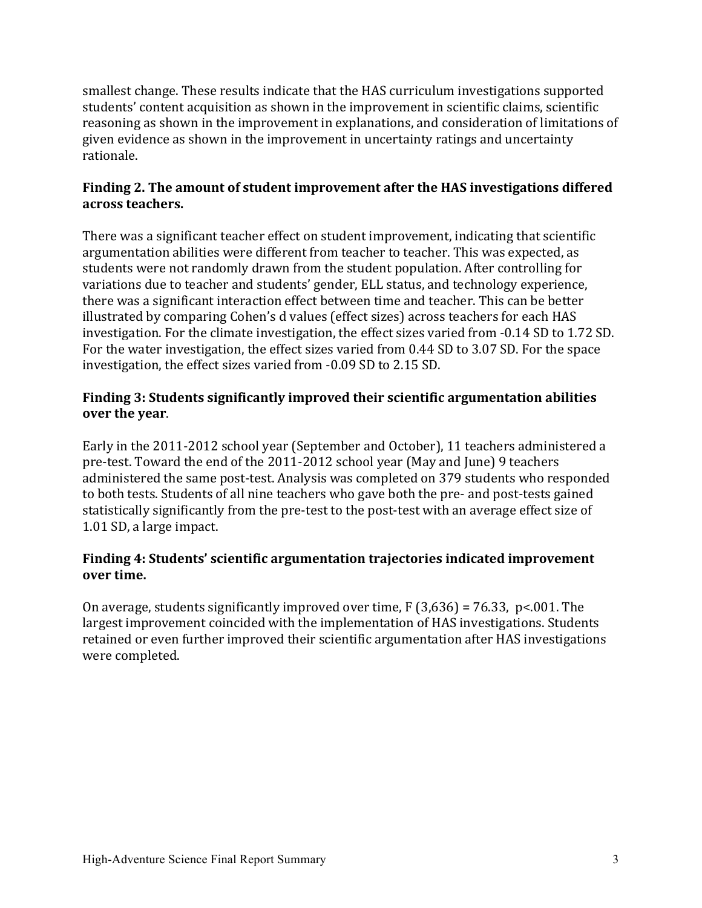smallest change. These results indicate that the HAS curriculum investigations supported students' content acquisition as shown in the improvement in scientific claims, scientific reasoning as shown in the improvement in explanations, and consideration of limitations of given evidence as shown in the improvement in uncertainty ratings and uncertainty rationale.

**Finding 2. The amount of student improvement after the HAS investigations differed across teachers.**

There was a significant teacher effect on student improvement, indicating that scientific argumentation abilities were different from teacher to teacher. This was expected, as students were not randomly drawn from the student population. After controlling for variations due to teacher and students' gender, ELL status, and technology experience, there was a significant interaction effect between time and teacher. This can be better illustrated by comparing Cohen's d values (effect sizes) across teachers for each HAS investigation. For the climate investigation, the effect sizes varied from -0.14 SD to 1.72 SD. For the water investigation, the effect sizes varied from 0.44 SD to 3.07 SD. For the space investigation, the effect sizes varied from -0.09 SD to 2.15 SD.

**Finding 3: Students significantly improved their scientific argumentation abilities over the year**.

Early in the 2011-2012 school year (September and October), 11 teachers administered a pre-test. Toward the end of the 2011-2012 school year (May and June) 9 teachers administered the same post-test. Analysis was completed on 379 students who responded to both tests. Students of all nine teachers who gave both the pre- and post-tests gained statistically significantly from the pre-test to the post-test with an average effect size of 1.01 SD, a large impact.

**Finding 4: Students' scientific argumentation trajectories indicated improvement over time.**

On average, students significantly improved over time, $F(3,636) = 76.33$, $p<.001$. The largest improvement coincided with the implementation of HAS investigations. Students retained or even further improved their scientific argumentation after HAS investigations were completed.